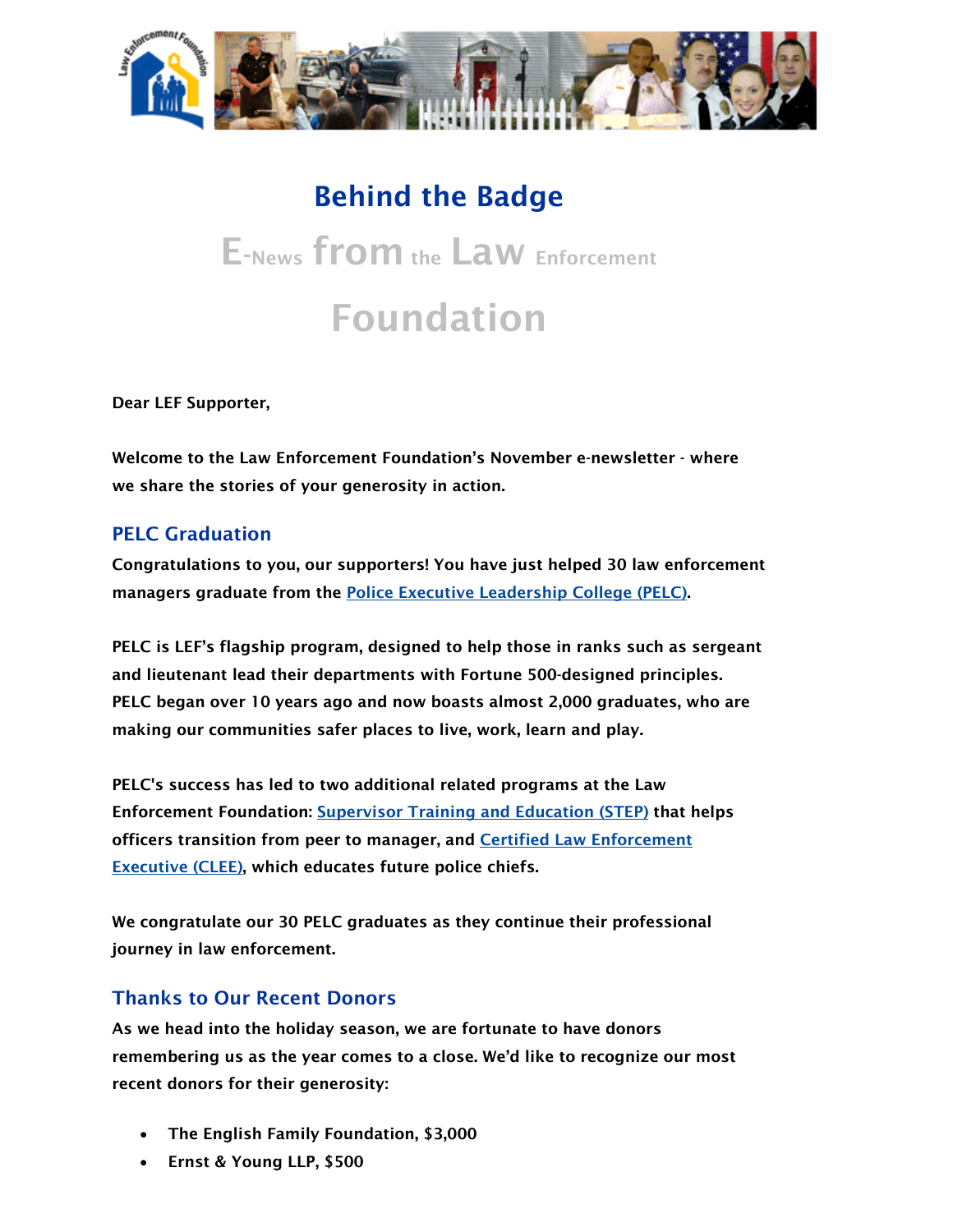# Behind the Badge

## E-News from the Law Enforcement Foundation

**Dear LEF Supporter,**

**Welcome to the Law Enforcement Foundation's November e-newsletter - where we share the stories of your generosity in action.**

### PELC Graduation

**Congratulations to you, our supporters! You have just helped 30 law enforcement managers graduate from the [Police Executive Leadership College (PELC)].**

**PELC is LEF's flagship program, designed to help those in ranks such as sergeant and lieutenant lead their departments with Fortune 500-designed principles. PELC began over 10 years ago and now boasts almost 2,000 graduates, who are making our communities safer places to live, work, learn and play.**

**PELC's success has led to two additional related programs at the Law Enforcement Foundation: [Supervisor Training and Education (STEP)] that helps officers transition from peer to manager, and [Certified Law Enforcement Executive (CLEE)], which educates future police chiefs.**

**We congratulate our 30 PELC graduates as they continue their professional journey in law enforcement.**

### Thanks to Our Recent Donors

**As we head into the holiday season, we are fortunate to have donors remembering us as the year comes to a close. We'd like to recognize our most recent donors for their generosity:**

- **The English Family Foundation, $3,000**
- **Ernst & Young LLP, $500**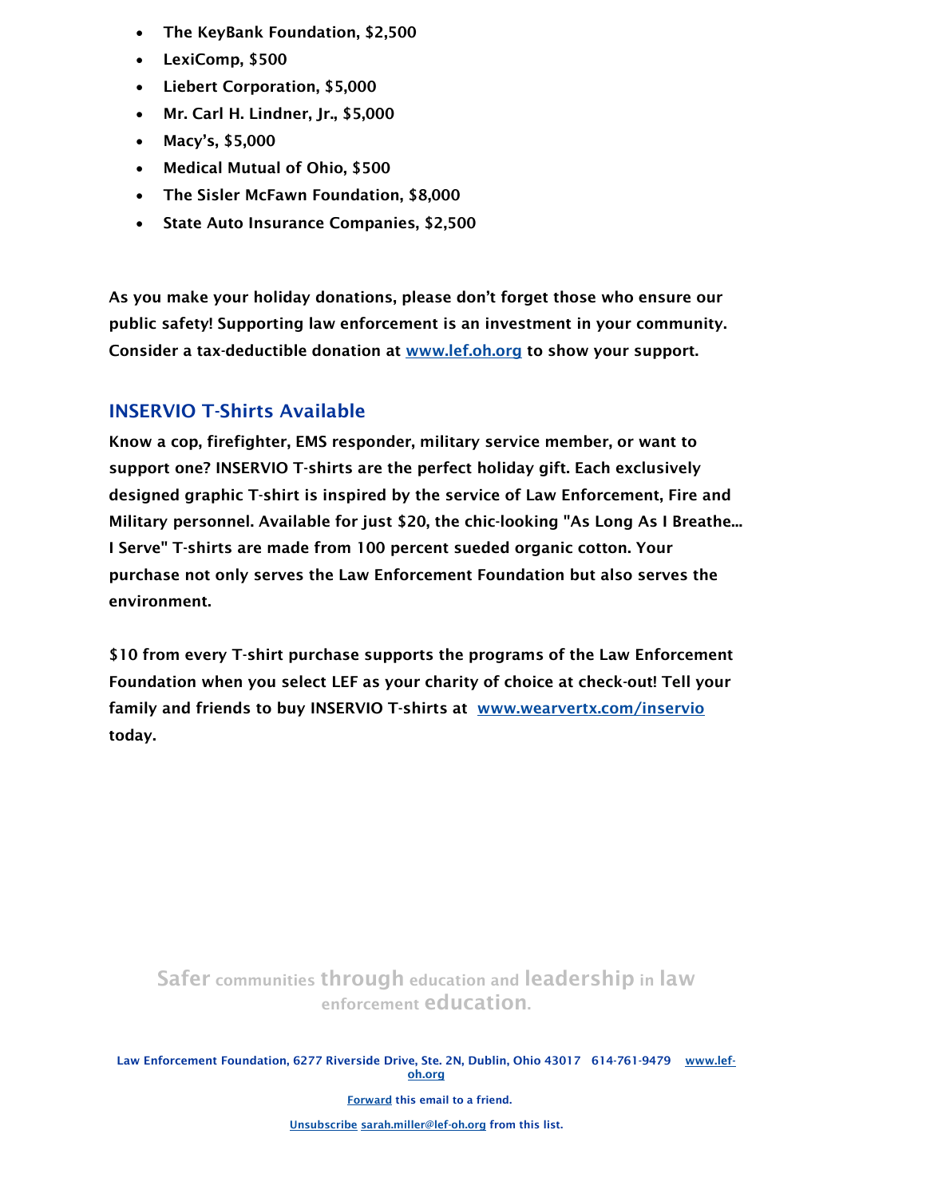- **The KeyBank Foundation, $2,500**
- **LexiComp, $500**
- **Liebert Corporation, $5,000**
- **Mr. Carl H. Lindner, Jr., $5,000**
- **Macy's, $5,000**
- **Medical Mutual of Ohio, $500**
- **The Sisler McFawn Foundation, $8,000**
- **State Auto Insurance Companies, $2,500**

**As you make your holiday donations, please don't forget those who ensure our public safety! Supporting law enforcement is an investment in your community. Consider a tax-deductible donation at [www.lef.oh.org](www.lef.oh.org) to show your support.**

## INSERVIO T-Shirts Available

**Know a cop, firefighter, EMS responder, military service member, or want to support one? INSERVIO T-shirts are the perfect holiday gift. Each exclusively designed graphic T-shirt is inspired by the service of Law Enforcement, Fire and Military personnel. Available for just $20, the chic-looking "As Long As I Breathe... I Serve" T-shirts are made from 100 percent sueded organic cotton. Your purchase not only serves the Law Enforcement Foundation but also serves the environment.**

**$10 from every T-shirt purchase supports the programs of the Law Enforcement Foundation when you select LEF as your charity of choice at check-out! Tell your family and friends to buy INSERVIO T-shirts at [www.wearvertx.com/inservio](www.wearvertx.com/inservio) today.**

**Safer communities through education and leadership in law enforcement education.**

**Law Enforcement Foundation, 6277 Riverside Drive, Ste. 2N, Dublin, Ohio 43017 614-761-9479 [www.lef-oh.org](www.lef-oh.org)**

**Forward this email to a friend.**

**Unsubscribe sarah.miller@lef-oh.org from this list.**